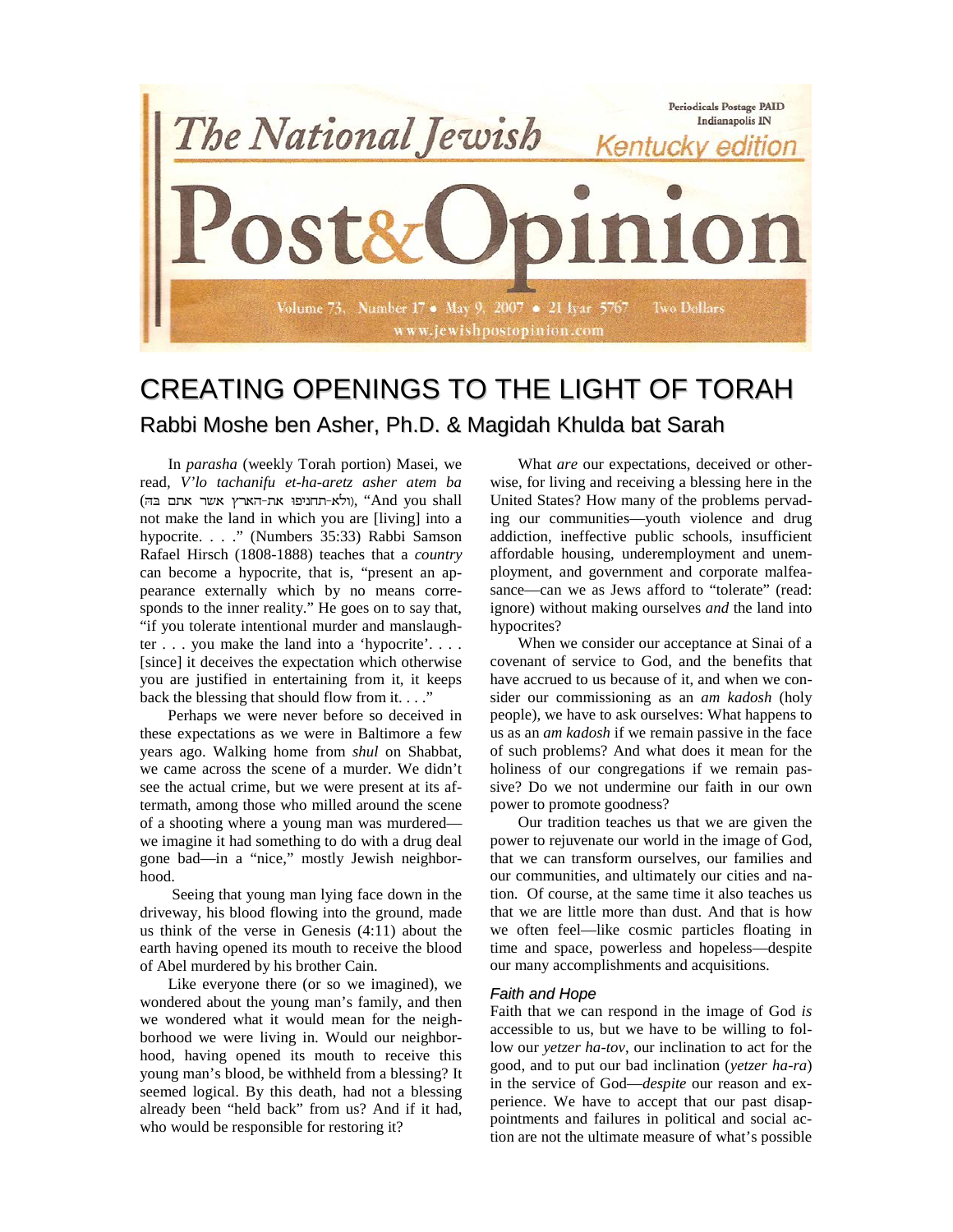The National Jewish Post&Opinion — Kentucky edition

Periodicals Postage PAID Indianapolis IN

Volume 73, Number 17 • May 9, 2007 • 21 Iyar 5767 Two Dollars

www.jewishpostopinion.com

# CREATING OPENINGS TO THE LIGHT OF TORAH

## Rabbi Moshe ben Asher, Ph.D. & Magidah Khulda bat Sarah

In *parasha* (weekly Torah portion) Masei, we read, *V'lo tachanifu et-ha-aretz asher atem ba* (ולא-תחניפו את-הארץ אשר אתם בה), "And you shall not make the land in which you are [living] into a hypocrite. . . ." (Numbers 35:33) Rabbi Samson Rafael Hirsch (1808-1888) teaches that a *country* can become a hypocrite, that is, "present an appearance externally which by no means corresponds to the inner reality." He goes on to say that, "if you tolerate intentional murder and manslaughter . . . you make the land into a 'hypocrite'. . . . [since] it deceives the expectation which otherwise you are justified in entertaining from it, it keeps back the blessing that should flow from it. . . ."

Perhaps we were never before so deceived in these expectations as we were in Baltimore a few years ago. Walking home from *shul* on Shabbat, we came across the scene of a murder. We didn't see the actual crime, but we were present at its aftermath, among those who milled around the scene of a shooting where a young man was murdered—we imagine it had something to do with a drug deal gone bad—in a "nice," mostly Jewish neighborhood.

Seeing that young man lying face down in the driveway, his blood flowing into the ground, made us think of the verse in Genesis (4:11) about the earth having opened its mouth to receive the blood of Abel murdered by his brother Cain.

Like everyone there (or so we imagined), we wondered about the young man's family, and then we wondered what it would mean for the neighborhood we were living in. Would our neighborhood, having opened its mouth to receive this young man's blood, be withheld from a blessing? It seemed logical. By this death, had not a blessing already been "held back" from us? And if it had, who would be responsible for restoring it?

What *are* our expectations, deceived or otherwise, for living and receiving a blessing here in the United States? How many of the problems pervading our communities—youth violence and drug addiction, ineffective public schools, insufficient affordable housing, underemployment and unemployment, and government and corporate malfeasance—can we as Jews afford to "tolerate" (read: ignore) without making ourselves *and* the land into hypocrites?

When we consider our acceptance at Sinai of a covenant of service to God, and the benefits that have accrued to us because of it, and when we consider our commissioning as an *am kadosh* (holy people), we have to ask ourselves: What happens to us as an *am kadosh* if we remain passive in the face of such problems? And what does it mean for the holiness of our congregations if we remain passive? Do we not undermine our faith in our own power to promote goodness?

Our tradition teaches us that we are given the power to rejuvenate our world in the image of God, that we can transform ourselves, our families and our communities, and ultimately our cities and nation. Of course, at the same time it also teaches us that we are little more than dust. And that is how we often feel—like cosmic particles floating in time and space, powerless and hopeless—despite our many accomplishments and acquisitions.

### *Faith and Hope*

Faith that we can respond in the image of God *is* accessible to us, but we have to be willing to follow our *yetzer ha-tov*, our inclination to act for the good, and to put our bad inclination (*yetzer ha-ra*) in the service of God—*despite* our reason and experience. We have to accept that our past disappointments and failures in political and social action are not the ultimate measure of what's possible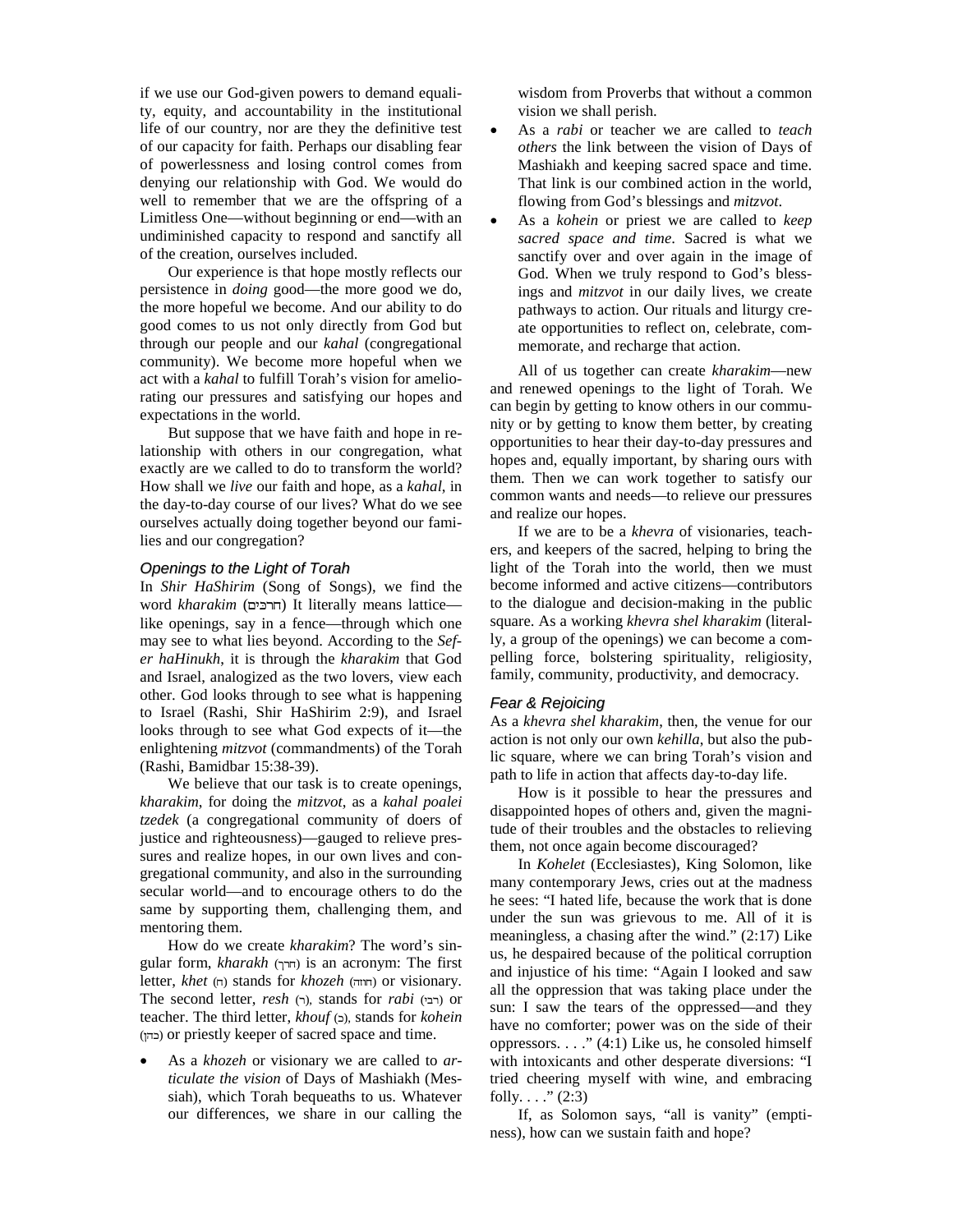if we use our God-given powers to demand equality, equity, and accountability in the institutional life of our country, nor are they the definitive test of our capacity for faith. Perhaps our disabling fear of powerlessness and losing control comes from denying our relationship with God. We would do well to remember that we are the offspring of a Limitless One—without beginning or end—with an undiminished capacity to respond and sanctify all of the creation, ourselves included.

Our experience is that hope mostly reflects our persistence in *doing* good—the more good we do, the more hopeful we become. And our ability to do good comes to us not only directly from God but through our people and our *kahal* (congregational community). We become more hopeful when we act with a *kahal* to fulfill Torah's vision for ameliorating our pressures and satisfying our hopes and expectations in the world.

But suppose that we have faith and hope in relationship with others in our congregation, what exactly are we called to do to transform the world? How shall we *live* our faith and hope, as a *kahal*, in the day-to-day course of our lives? What do we see ourselves actually doing together beyond our families and our congregation?

### *Openings to the Light of Torah*

In *Shir HaShirim* (Song of Songs), we find the word *kharakim* (חרכים) It literally means lattice—like openings, say in a fence—through which one may see to what lies beyond. According to the *Sefer haHinukh*, it is through the *kharakim* that God and Israel, analogized as the two lovers, view each other. God looks through to see what is happening to Israel (Rashi, Shir HaShirim 2:9), and Israel looks through to see what God expects of it—the enlightening *mitzvot* (commandments) of the Torah (Rashi, Bamidbar 15:38-39).

We believe that our task is to create openings, *kharakim*, for doing the *mitzvot*, as a *kahal poalei tzedek* (a congregational community of doers of justice and righteousness)—gauged to relieve pressures and realize hopes, in our own lives and congregational community, and also in the surrounding secular world—and to encourage others to do the same by supporting them, challenging them, and mentoring them.

How do we create *kharakim*? The word's singular form, *kharakh* (חרך) is an acronym: The first letter, *khet* (ח) stands for *khozeh* (חוזה) or visionary. The second letter, *resh* (ר), stands for *rabi* (רבי) or teacher. The third letter, *khouf* (כ), stands for *kohein* (כהן) or priestly keeper of sacred space and time.

- As a *khozeh* or visionary we are called to *articulate the vision* of Days of Mashiakh (Messiah), which Torah bequeaths to us. Whatever our differences, we share in our calling the wisdom from Proverbs that without a common vision we shall perish.
- As a *rabi* or teacher we are called to *teach others* the link between the vision of Days of Mashiakh and keeping sacred space and time. That link is our combined action in the world, flowing from God's blessings and *mitzvot*.
- As a *kohein* or priest we are called to *keep sacred space and time*. Sacred is what we sanctify over and over again in the image of God. When we truly respond to God's blessings and *mitzvot* in our daily lives, we create pathways to action. Our rituals and liturgy create opportunities to reflect on, celebrate, commemorate, and recharge that action.

All of us together can create *kharakim*—new and renewed openings to the light of Torah. We can begin by getting to know others in our community or by getting to know them better, by creating opportunities to hear their day-to-day pressures and hopes and, equally important, by sharing ours with them. Then we can work together to satisfy our common wants and needs—to relieve our pressures and realize our hopes.

If we are to be a *khevra* of visionaries, teachers, and keepers of the sacred, helping to bring the light of the Torah into the world, then we must become informed and active citizens—contributors to the dialogue and decision-making in the public square. As a working *khevra shel kharakim* (literally, a group of the openings) we can become a compelling force, bolstering spirituality, religiosity, family, community, productivity, and democracy.

### *Fear & Rejoicing*

As a *khevra shel kharakim*, then, the venue for our action is not only our own *kehilla*, but also the public square, where we can bring Torah's vision and path to life in action that affects day-to-day life.

How is it possible to hear the pressures and disappointed hopes of others and, given the magnitude of their troubles and the obstacles to relieving them, not once again become discouraged?

In *Kohelet* (Ecclesiastes), King Solomon, like many contemporary Jews, cries out at the madness he sees: "I hated life, because the work that is done under the sun was grievous to me. All of it is meaningless, a chasing after the wind." (2:17) Like us, he despaired because of the political corruption and injustice of his time: "Again I looked and saw all the oppression that was taking place under the sun: I saw the tears of the oppressed—and they have no comforter; power was on the side of their oppressors. . . ." (4:1) Like us, he consoled himself with intoxicants and other desperate diversions: "I tried cheering myself with wine, and embracing folly. . . ." (2:3)

If, as Solomon says, "all is vanity" (emptiness), how can we sustain faith and hope?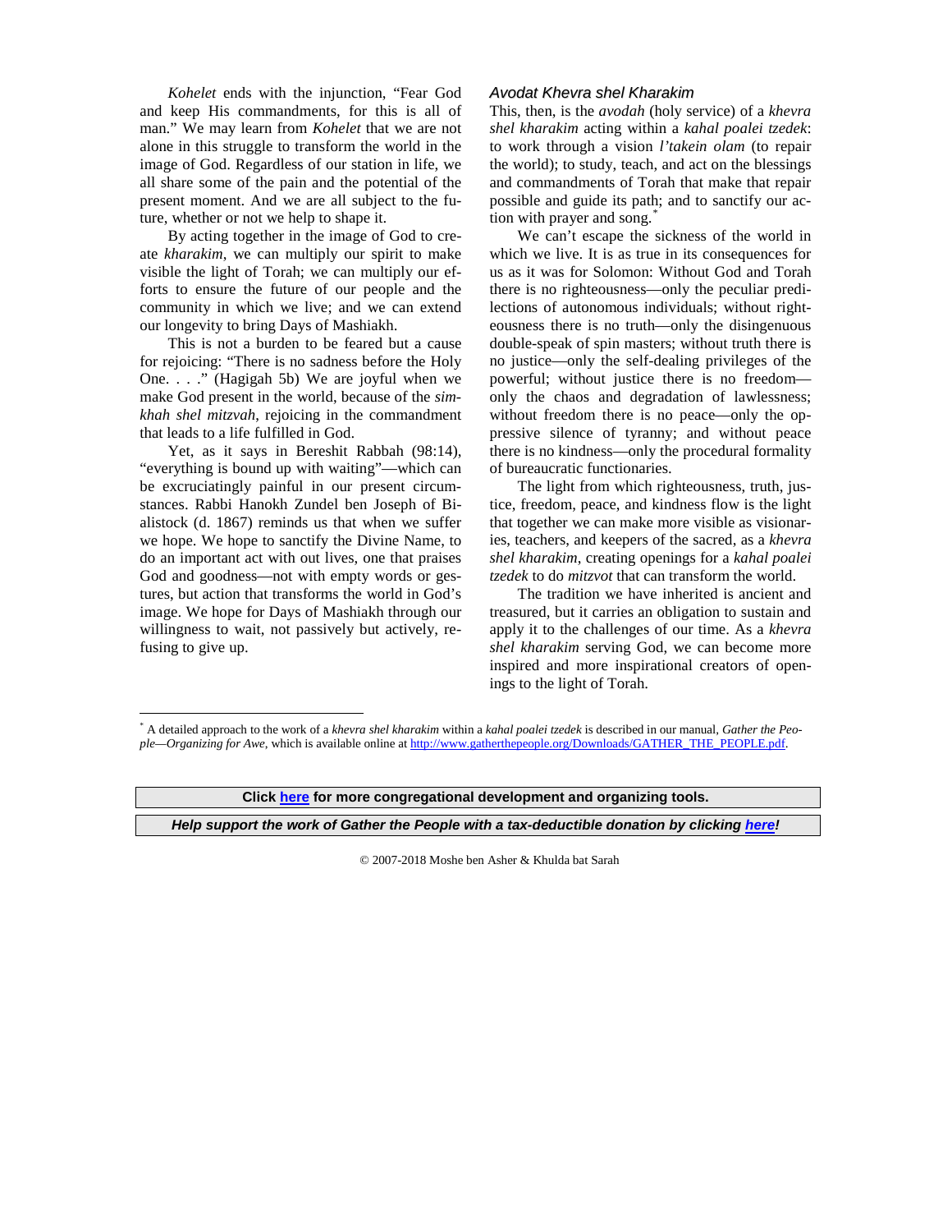*Kohelet* ends with the injunction, "Fear God and keep His commandments, for this is all of man." We may learn from *Kohelet* that we are not alone in this struggle to transform the world in the image of God. Regardless of our station in life, we all share some of the pain and the potential of the present moment. And we are all subject to the future, whether or not we help to shape it.

By acting together in the image of God to create *kharakim*, we can multiply our spirit to make visible the light of Torah; we can multiply our efforts to ensure the future of our people and the community in which we live; and we can extend our longevity to bring Days of Mashiakh.

This is not a burden to be feared but a cause for rejoicing: "There is no sadness before the Holy One. . . ." (Hagigah 5b) We are joyful when we make God present in the world, because of the *simkhah shel mitzvah*, rejoicing in the commandment that leads to a life fulfilled in God.

Yet, as it says in Bereshit Rabbah (98:14), "everything is bound up with waiting"—which can be excruciatingly painful in our present circumstances. Rabbi Hanokh Zundel ben Joseph of Bialistock (d. 1867) reminds us that when we suffer we hope. We hope to sanctify the Divine Name, to do an important act with out lives, one that praises God and goodness—not with empty words or gestures, but action that transforms the world in God's image. We hope for Days of Mashiakh through our willingness to wait, not passively but actively, refusing to give up.

### *Avodat Khevra shel Kharakim*

This, then, is the *avodah* (holy service) of a *khevra shel kharakim* acting within a *kahal poalei tzedek*: to work through a vision *l'takein olam* (to repair the world); to study, teach, and act on the blessings and commandments of Torah that make that repair possible and guide its path; and to sanctify our action with prayer and song.*

We can't escape the sickness of the world in which we live. It is as true in its consequences for us as it was for Solomon: Without God and Torah there is no righteousness—only the peculiar predilections of autonomous individuals; without righteousness there is no truth—only the disingenuous double-speak of spin masters; without truth there is no justice—only the self-dealing privileges of the powerful; without justice there is no freedom—only the chaos and degradation of lawlessness; without freedom there is no peace—only the oppressive silence of tyranny; and without peace there is no kindness—only the procedural formality of bureaucratic functionaries.

The light from which righteousness, truth, justice, freedom, peace, and kindness flow is the light that together we can make more visible as visionaries, teachers, and keepers of the sacred, as a *khevra shel kharakim*, creating openings for a *kahal poalei tzedek* to do *mitzvot* that can transform the world.

The tradition we have inherited is ancient and treasured, but it carries an obligation to sustain and apply it to the challenges of our time. As a *khevra shel kharakim* serving God, we can become more inspired and more inspirational creators of openings to the light of Torah.

---

\* A detailed approach to the work of a *khevra shel kharakim* within a *kahal poalei tzedek* is described in our manual, *Gather the People—Organizing for Awe*, which is available online at http://www.gatherthepeople.org/Downloads/GATHER_THE_PEOPLE.pdf.

**Click here for more congregational development and organizing tools.**

***Help support the work of Gather the People with a tax-deductible donation by clicking here!***

© 2007-2018 Moshe ben Asher & Khulda bat Sarah